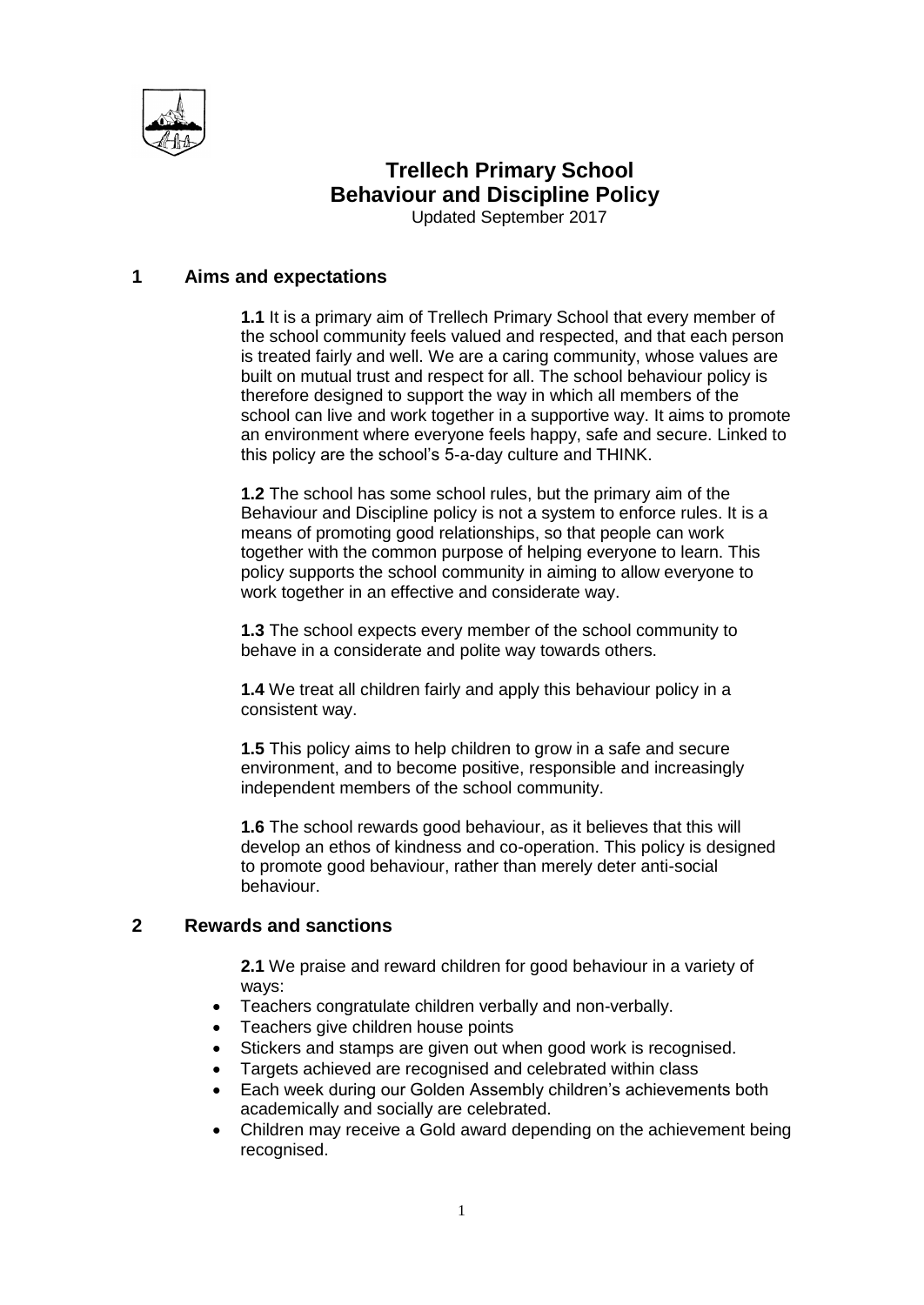# Trellech Primary School
# Behaviour and Discipline Policy

Updated September 2017

## 1 Aims and expectations

**1.1** It is a primary aim of Trellech Primary School that every member of the school community feels valued and respected, and that each person is treated fairly and well. We are a caring community, whose values are built on mutual trust and respect for all. The school behaviour policy is therefore designed to support the way in which all members of the school can live and work together in a supportive way. It aims to promote an environment where everyone feels happy, safe and secure. Linked to this policy are the school's 5-a-day culture and THINK.

**1.2** The school has some school rules, but the primary aim of the Behaviour and Discipline policy is not a system to enforce rules. It is a means of promoting good relationships, so that people can work together with the common purpose of helping everyone to learn. This policy supports the school community in aiming to allow everyone to work together in an effective and considerate way.

**1.3** The school expects every member of the school community to behave in a considerate and polite way towards others.

**1.4** We treat all children fairly and apply this behaviour policy in a consistent way.

**1.5** This policy aims to help children to grow in a safe and secure environment, and to become positive, responsible and increasingly independent members of the school community.

**1.6** The school rewards good behaviour, as it believes that this will develop an ethos of kindness and co-operation. This policy is designed to promote good behaviour, rather than merely deter anti-social behaviour.

## 2 Rewards and sanctions

**2.1** We praise and reward children for good behaviour in a variety of ways:

- Teachers congratulate children verbally and non-verbally.
- Teachers give children house points
- Stickers and stamps are given out when good work is recognised.
- Targets achieved are recognised and celebrated within class
- Each week during our Golden Assembly children's achievements both academically and socially are celebrated.
- Children may receive a Gold award depending on the achievement being recognised.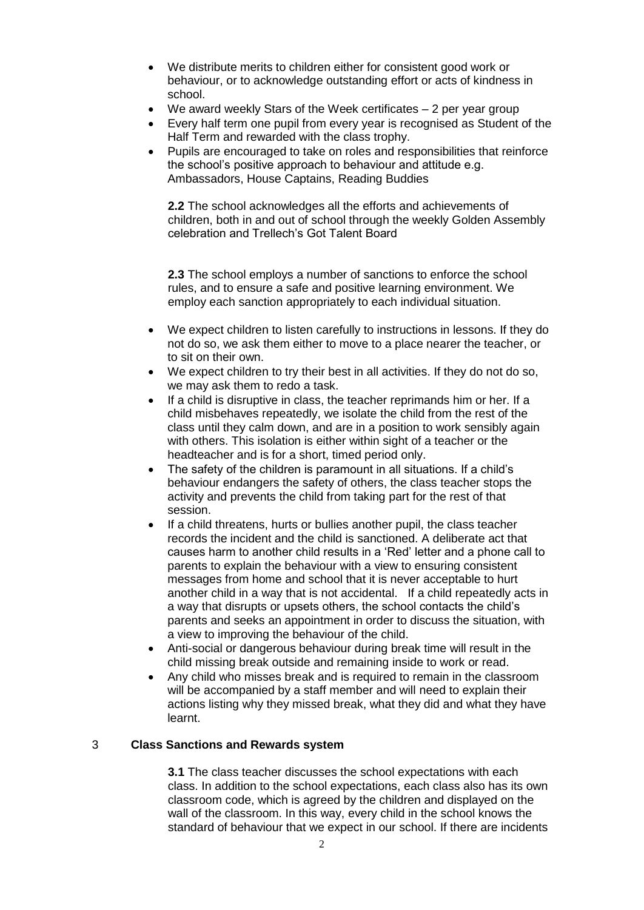- We distribute merits to children either for consistent good work or behaviour, or to acknowledge outstanding effort or acts of kindness in school.
- We award weekly Stars of the Week certificates – 2 per year group
- Every half term one pupil from every year is recognised as Student of the Half Term and rewarded with the class trophy.
- Pupils are encouraged to take on roles and responsibilities that reinforce the school's positive approach to behaviour and attitude e.g. Ambassadors, House Captains, Reading Buddies

**2.2** The school acknowledges all the efforts and achievements of children, both in and out of school through the weekly Golden Assembly celebration and Trellech's Got Talent Board

**2.3** The school employs a number of sanctions to enforce the school rules, and to ensure a safe and positive learning environment. We employ each sanction appropriately to each individual situation.

- We expect children to listen carefully to instructions in lessons. If they do not do so, we ask them either to move to a place nearer the teacher, or to sit on their own.
- We expect children to try their best in all activities. If they do not do so, we may ask them to redo a task.
- If a child is disruptive in class, the teacher reprimands him or her. If a child misbehaves repeatedly, we isolate the child from the rest of the class until they calm down, and are in a position to work sensibly again with others. This isolation is either within sight of a teacher or the headteacher and is for a short, timed period only.
- The safety of the children is paramount in all situations. If a child's behaviour endangers the safety of others, the class teacher stops the activity and prevents the child from taking part for the rest of that session.
- If a child threatens, hurts or bullies another pupil, the class teacher records the incident and the child is sanctioned. A deliberate act that causes harm to another child results in a 'Red' letter and a phone call to parents to explain the behaviour with a view to ensuring consistent messages from home and school that it is never acceptable to hurt another child in a way that is not accidental. If a child repeatedly acts in a way that disrupts or upsets others, the school contacts the child's parents and seeks an appointment in order to discuss the situation, with a view to improving the behaviour of the child.
- Anti-social or dangerous behaviour during break time will result in the child missing break outside and remaining inside to work or read.
- Any child who misses break and is required to remain in the classroom will be accompanied by a staff member and will need to explain their actions listing why they missed break, what they did and what they have learnt.

## 3 Class Sanctions and Rewards system

**3.1** The class teacher discusses the school expectations with each class. In addition to the school expectations, each class also has its own classroom code, which is agreed by the children and displayed on the wall of the classroom. In this way, every child in the school knows the standard of behaviour that we expect in our school. If there are incidents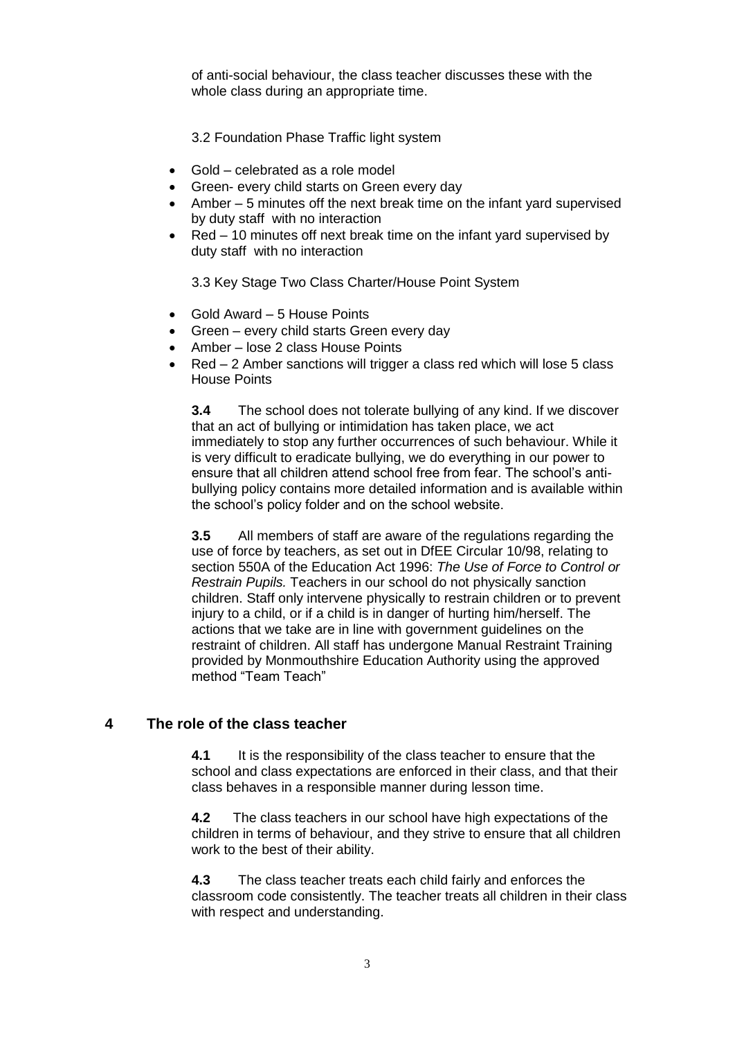of anti-social behaviour, the class teacher discusses these with the whole class during an appropriate time.

3.2 Foundation Phase Traffic light system

- Gold – celebrated as a role model
- Green- every child starts on Green every day
- Amber – 5 minutes off the next break time on the infant yard supervised by duty staff with no interaction
- Red – 10 minutes off next break time on the infant yard supervised by duty staff with no interaction

3.3 Key Stage Two Class Charter/House Point System

- Gold Award – 5 House Points
- Green – every child starts Green every day
- Amber – lose 2 class House Points
- Red – 2 Amber sanctions will trigger a class red which will lose 5 class House Points

**3.4** The school does not tolerate bullying of any kind. If we discover that an act of bullying or intimidation has taken place, we act immediately to stop any further occurrences of such behaviour. While it is very difficult to eradicate bullying, we do everything in our power to ensure that all children attend school free from fear. The school's anti-bullying policy contains more detailed information and is available within the school's policy folder and on the school website.

**3.5** All members of staff are aware of the regulations regarding the use of force by teachers, as set out in DfEE Circular 10/98, relating to section 550A of the Education Act 1996: *The Use of Force to Control or Restrain Pupils.* Teachers in our school do not physically sanction children. Staff only intervene physically to restrain children or to prevent injury to a child, or if a child is in danger of hurting him/herself. The actions that we take are in line with government guidelines on the restraint of children. All staff has undergone Manual Restraint Training provided by Monmouthshire Education Authority using the approved method "Team Teach"

## 4 The role of the class teacher

**4.1** It is the responsibility of the class teacher to ensure that the school and class expectations are enforced in their class, and that their class behaves in a responsible manner during lesson time.

**4.2** The class teachers in our school have high expectations of the children in terms of behaviour, and they strive to ensure that all children work to the best of their ability.

**4.3** The class teacher treats each child fairly and enforces the classroom code consistently. The teacher treats all children in their class with respect and understanding.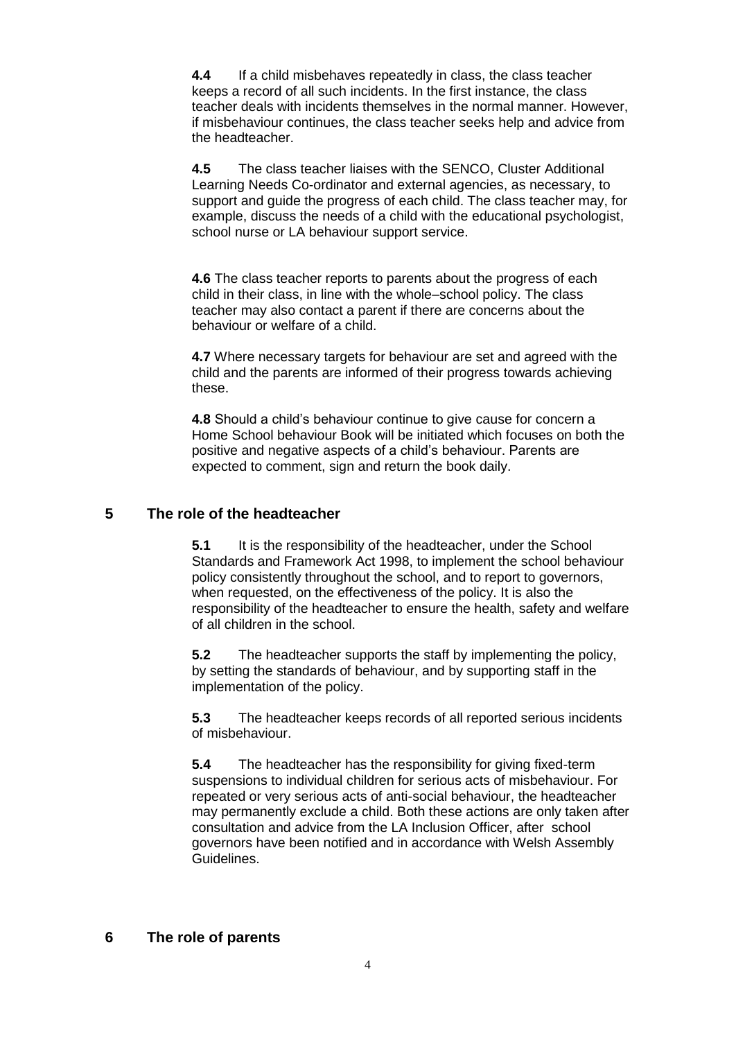**4.4** If a child misbehaves repeatedly in class, the class teacher keeps a record of all such incidents. In the first instance, the class teacher deals with incidents themselves in the normal manner. However, if misbehaviour continues, the class teacher seeks help and advice from the headteacher.

**4.5** The class teacher liaises with the SENCO, Cluster Additional Learning Needs Co-ordinator and external agencies, as necessary, to support and guide the progress of each child. The class teacher may, for example, discuss the needs of a child with the educational psychologist, school nurse or LA behaviour support service.

**4.6** The class teacher reports to parents about the progress of each child in their class, in line with the whole–school policy. The class teacher may also contact a parent if there are concerns about the behaviour or welfare of a child.

**4.7** Where necessary targets for behaviour are set and agreed with the child and the parents are informed of their progress towards achieving these.

**4.8** Should a child's behaviour continue to give cause for concern a Home School behaviour Book will be initiated which focuses on both the positive and negative aspects of a child's behaviour. Parents are expected to comment, sign and return the book daily.

## 5 The role of the headteacher

**5.1** It is the responsibility of the headteacher, under the School Standards and Framework Act 1998, to implement the school behaviour policy consistently throughout the school, and to report to governors, when requested, on the effectiveness of the policy. It is also the responsibility of the headteacher to ensure the health, safety and welfare of all children in the school.

**5.2** The headteacher supports the staff by implementing the policy, by setting the standards of behaviour, and by supporting staff in the implementation of the policy.

**5.3** The headteacher keeps records of all reported serious incidents of misbehaviour.

**5.4** The headteacher has the responsibility for giving fixed-term suspensions to individual children for serious acts of misbehaviour. For repeated or very serious acts of anti-social behaviour, the headteacher may permanently exclude a child. Both these actions are only taken after consultation and advice from the LA Inclusion Officer, after school governors have been notified and in accordance with Welsh Assembly Guidelines.

## 6 The role of parents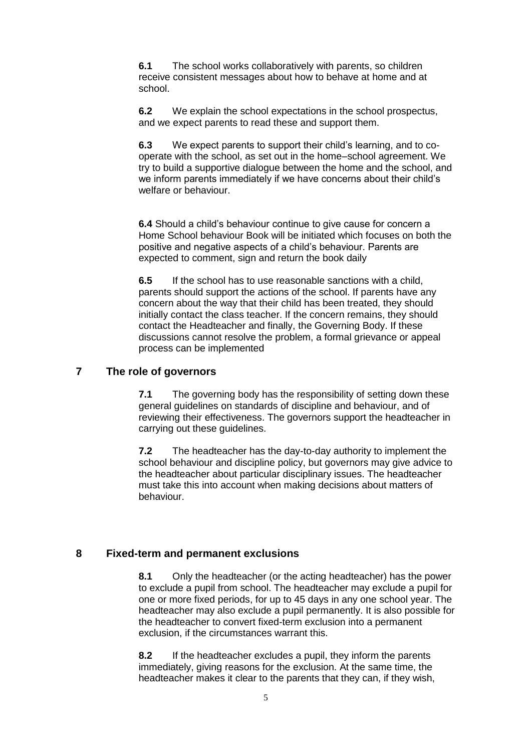**6.1** The school works collaboratively with parents, so children receive consistent messages about how to behave at home and at school.

**6.2** We explain the school expectations in the school prospectus, and we expect parents to read these and support them.

**6.3** We expect parents to support their child's learning, and to co-operate with the school, as set out in the home–school agreement. We try to build a supportive dialogue between the home and the school, and we inform parents immediately if we have concerns about their child's welfare or behaviour.

**6.4** Should a child's behaviour continue to give cause for concern a Home School behaviour Book will be initiated which focuses on both the positive and negative aspects of a child's behaviour. Parents are expected to comment, sign and return the book daily

**6.5** If the school has to use reasonable sanctions with a child, parents should support the actions of the school. If parents have any concern about the way that their child has been treated, they should initially contact the class teacher. If the concern remains, they should contact the Headteacher and finally, the Governing Body. If these discussions cannot resolve the problem, a formal grievance or appeal process can be implemented

## 7 The role of governors

**7.1** The governing body has the responsibility of setting down these general guidelines on standards of discipline and behaviour, and of reviewing their effectiveness. The governors support the headteacher in carrying out these guidelines.

**7.2** The headteacher has the day-to-day authority to implement the school behaviour and discipline policy, but governors may give advice to the headteacher about particular disciplinary issues. The headteacher must take this into account when making decisions about matters of behaviour.

## 8 Fixed-term and permanent exclusions

**8.1** Only the headteacher (or the acting headteacher) has the power to exclude a pupil from school. The headteacher may exclude a pupil for one or more fixed periods, for up to 45 days in any one school year. The headteacher may also exclude a pupil permanently. It is also possible for the headteacher to convert fixed-term exclusion into a permanent exclusion, if the circumstances warrant this.

**8.2** If the headteacher excludes a pupil, they inform the parents immediately, giving reasons for the exclusion. At the same time, the headteacher makes it clear to the parents that they can, if they wish,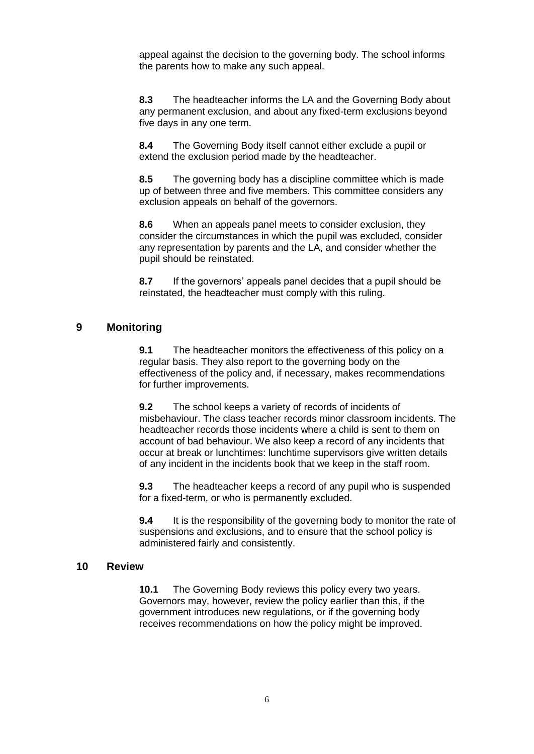appeal against the decision to the governing body. The school informs the parents how to make any such appeal.

**8.3** The headteacher informs the LA and the Governing Body about any permanent exclusion, and about any fixed-term exclusions beyond five days in any one term.

**8.4** The Governing Body itself cannot either exclude a pupil or extend the exclusion period made by the headteacher.

**8.5** The governing body has a discipline committee which is made up of between three and five members. This committee considers any exclusion appeals on behalf of the governors.

**8.6** When an appeals panel meets to consider exclusion, they consider the circumstances in which the pupil was excluded, consider any representation by parents and the LA, and consider whether the pupil should be reinstated.

**8.7** If the governors' appeals panel decides that a pupil should be reinstated, the headteacher must comply with this ruling.

## 9 Monitoring

**9.1** The headteacher monitors the effectiveness of this policy on a regular basis. They also report to the governing body on the effectiveness of the policy and, if necessary, makes recommendations for further improvements.

**9.2** The school keeps a variety of records of incidents of misbehaviour. The class teacher records minor classroom incidents. The headteacher records those incidents where a child is sent to them on account of bad behaviour. We also keep a record of any incidents that occur at break or lunchtimes: lunchtime supervisors give written details of any incident in the incidents book that we keep in the staff room.

**9.3** The headteacher keeps a record of any pupil who is suspended for a fixed-term, or who is permanently excluded.

**9.4** It is the responsibility of the governing body to monitor the rate of suspensions and exclusions, and to ensure that the school policy is administered fairly and consistently.

## 10 Review

**10.1** The Governing Body reviews this policy every two years. Governors may, however, review the policy earlier than this, if the government introduces new regulations, or if the governing body receives recommendations on how the policy might be improved.